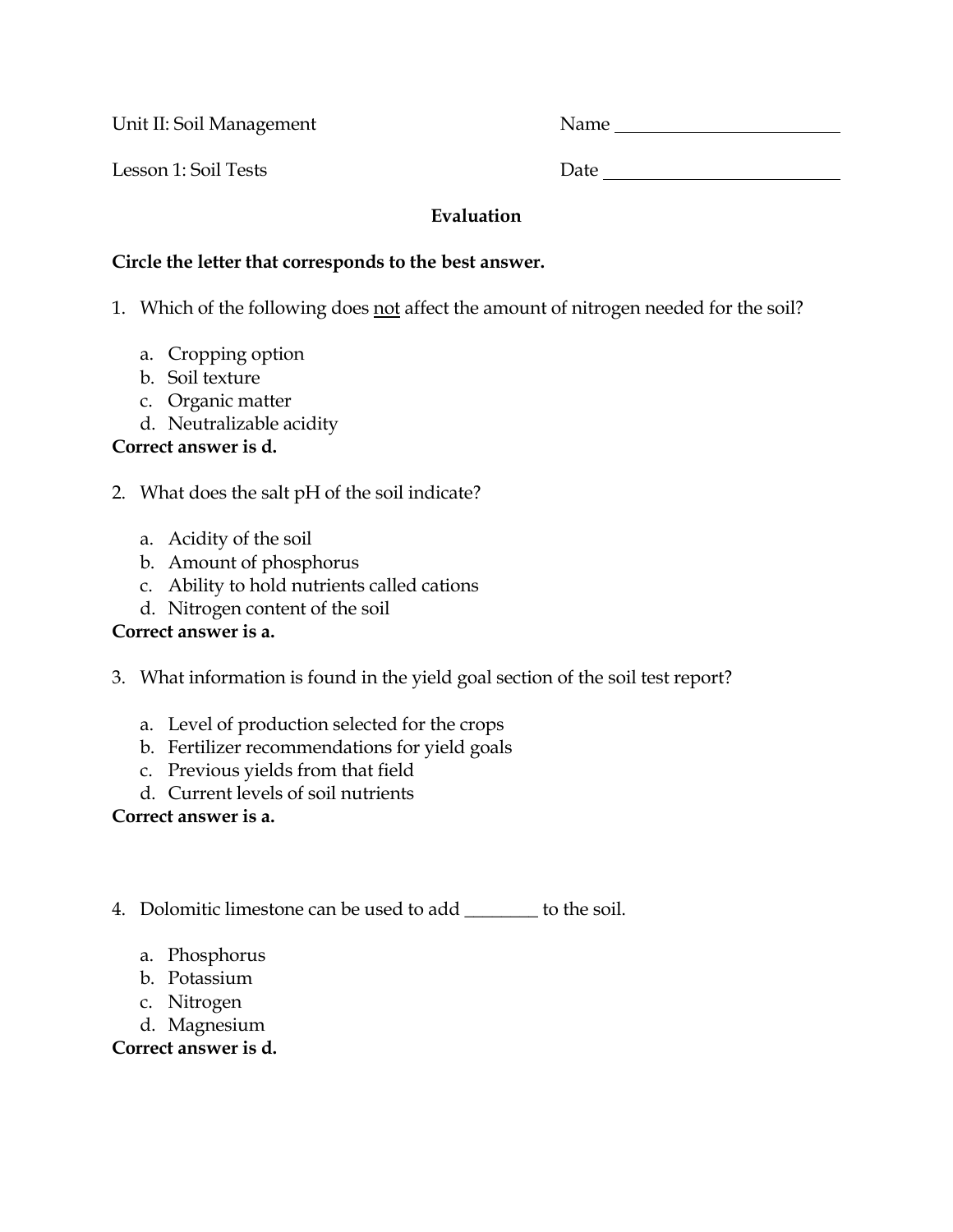Unit II: Soil Management Name ________________________

Lesson 1: Soil Tests Date ________________________

**Evaluation**

**Circle the letter that corresponds to the best answer.**

1. Which of the following does <u>not</u> affect the amount of nitrogen needed for the soil?

    a. Cropping option
    b. Soil texture
    c. Organic matter
    d. Neutralizable acidity

**Correct answer is d.**

2. What does the salt pH of the soil indicate?

    a. Acidity of the soil
    b. Amount of phosphorus
    c. Ability to hold nutrients called cations
    d. Nitrogen content of the soil

**Correct answer is a.**

3. What information is found in the yield goal section of the soil test report?

    a. Level of production selected for the crops
    b. Fertilizer recommendations for yield goals
    c. Previous yields from that field
    d. Current levels of soil nutrients

**Correct answer is a.**

4. Dolomitic limestone can be used to add ________ to the soil.

    a. Phosphorus
    b. Potassium
    c. Nitrogen
    d. Magnesium

**Correct answer is d.**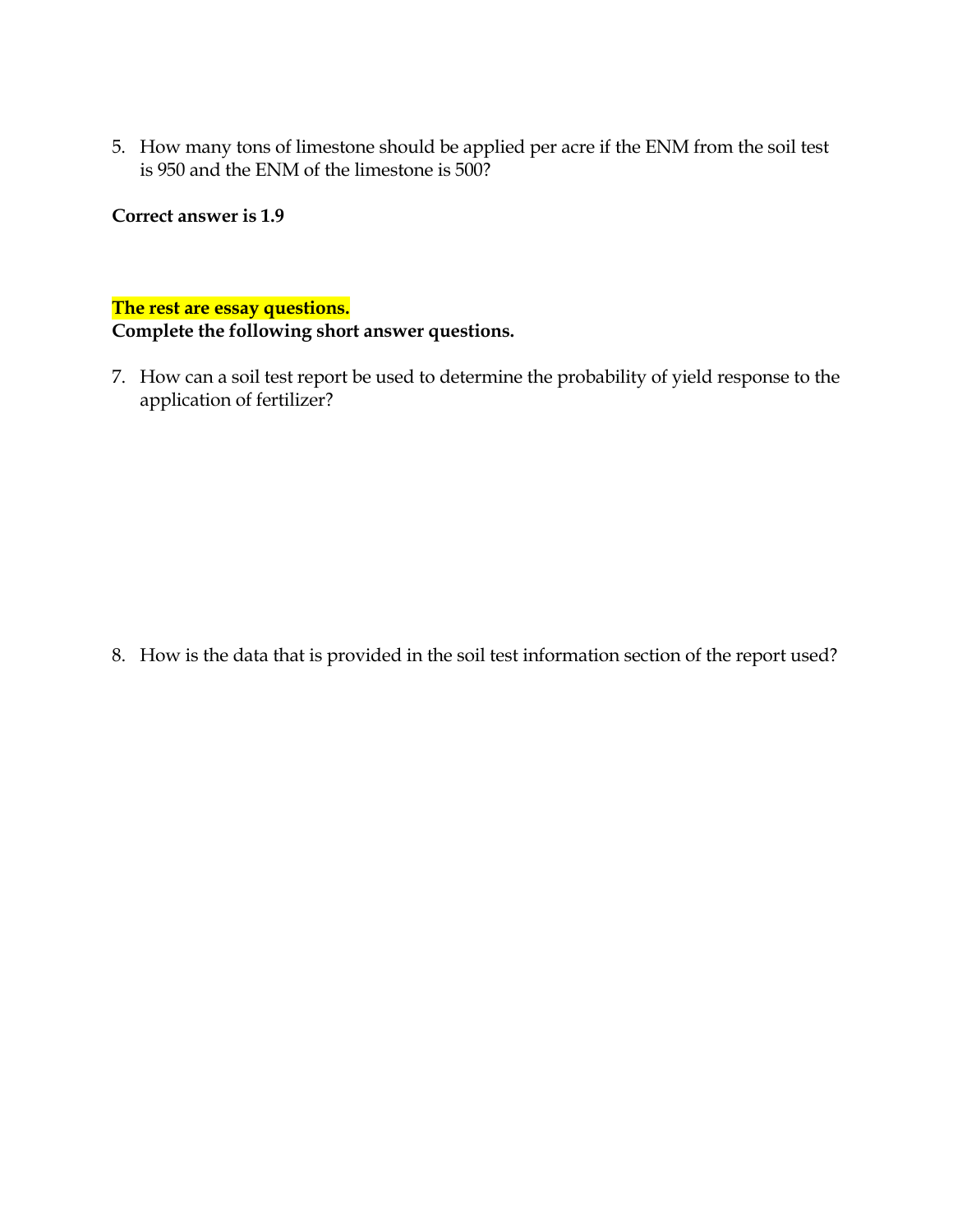5. How many tons of limestone should be applied per acre if the ENM from the soil test is 950 and the ENM of the limestone is 500?

**Correct answer is 1.9**

**The rest are essay questions.**
**Complete the following short answer questions.**

7. How can a soil test report be used to determine the probability of yield response to the application of fertilizer?

8. How is the data that is provided in the soil test information section of the report used?